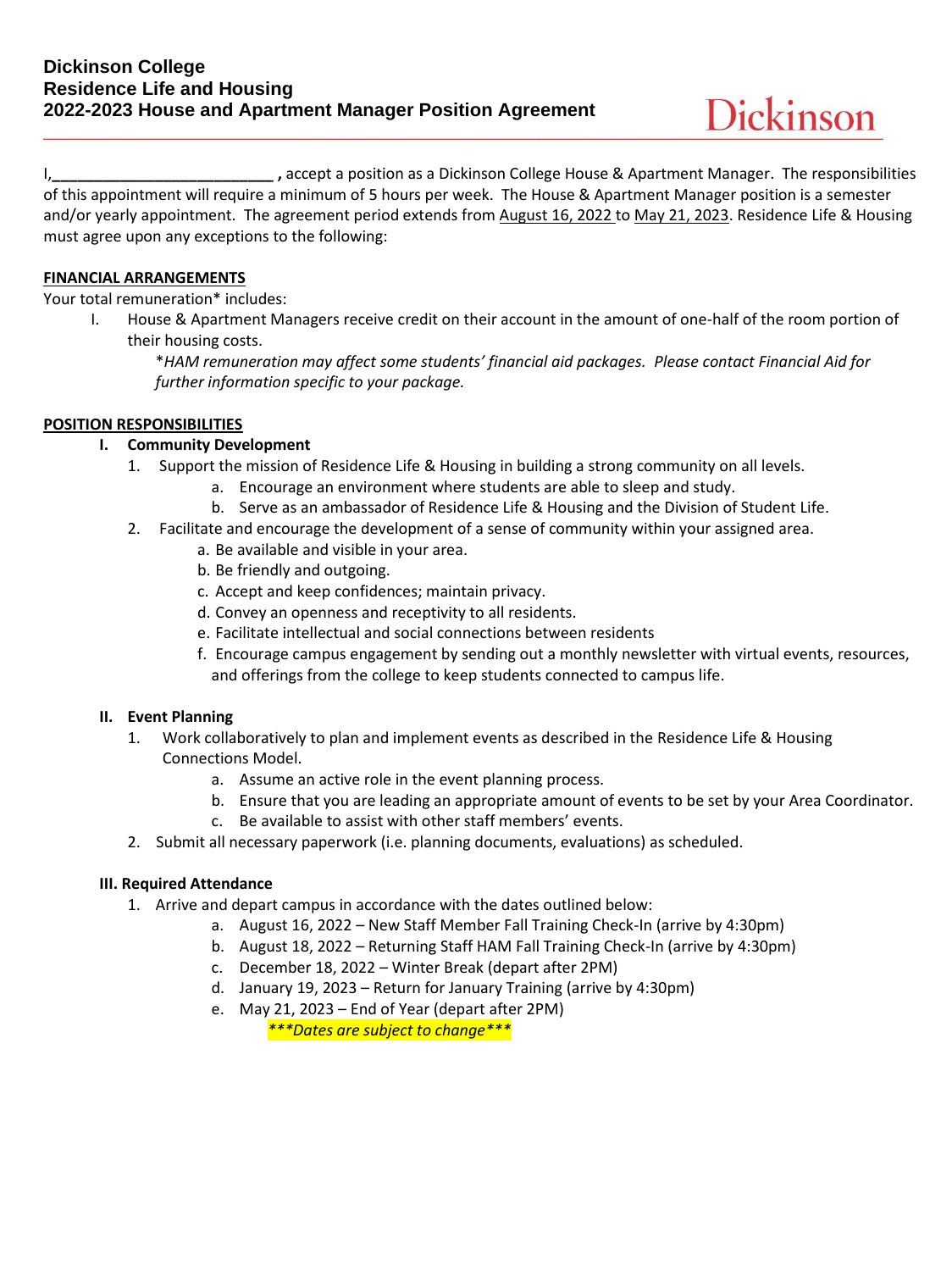# Dickinson College
## Residence Life and Housing
## 2022-2023 House and Apartment Manager Position Agreement

Dickinson

I,**__________________________ ,** accept a position as a Dickinson College House & Apartment Manager. The responsibilities of this appointment will require a minimum of 5 hours per week. The House & Apartment Manager position is a semester and/or yearly appointment. The agreement period extends from August 16, 2022 to May 21, 2023. Residence Life & Housing must agree upon any exceptions to the following:

**FINANCIAL ARRANGEMENTS**

Your total remuneration* includes:

I. House & Apartment Managers receive credit on their account in the amount of one-half of the room portion of their housing costs.

   **HAM remuneration may affect some students' financial aid packages. Please contact Financial Aid for further information specific to your package.*

**POSITION RESPONSIBILITIES**

**I. Community Development**

1. Support the mission of Residence Life & Housing in building a strong community on all levels.
   a. Encourage an environment where students are able to sleep and study.
   b. Serve as an ambassador of Residence Life & Housing and the Division of Student Life.
2. Facilitate and encourage the development of a sense of community within your assigned area.
   a. Be available and visible in your area.
   b. Be friendly and outgoing.
   c. Accept and keep confidences; maintain privacy.
   d. Convey an openness and receptivity to all residents.
   e. Facilitate intellectual and social connections between residents
   f. Encourage campus engagement by sending out a monthly newsletter with virtual events, resources, and offerings from the college to keep students connected to campus life.

**II. Event Planning**

1. Work collaboratively to plan and implement events as described in the Residence Life & Housing Connections Model.
   a. Assume an active role in the event planning process.
   b. Ensure that you are leading an appropriate amount of events to be set by your Area Coordinator.
   c. Be available to assist with other staff members' events.
2. Submit all necessary paperwork (i.e. planning documents, evaluations) as scheduled.

**III. Required Attendance**

1. Arrive and depart campus in accordance with the dates outlined below:
   a. August 16, 2022 – New Staff Member Fall Training Check-In (arrive by 4:30pm)
   b. August 18, 2022 – Returning Staff HAM Fall Training Check-In (arrive by 4:30pm)
   c. December 18, 2022 – Winter Break (depart after 2PM)
   d. January 19, 2023 – Return for January Training (arrive by 4:30pm)
   e. May 21, 2023 – End of Year (depart after 2PM)

      ****\*Dates are subject to change\*\*\****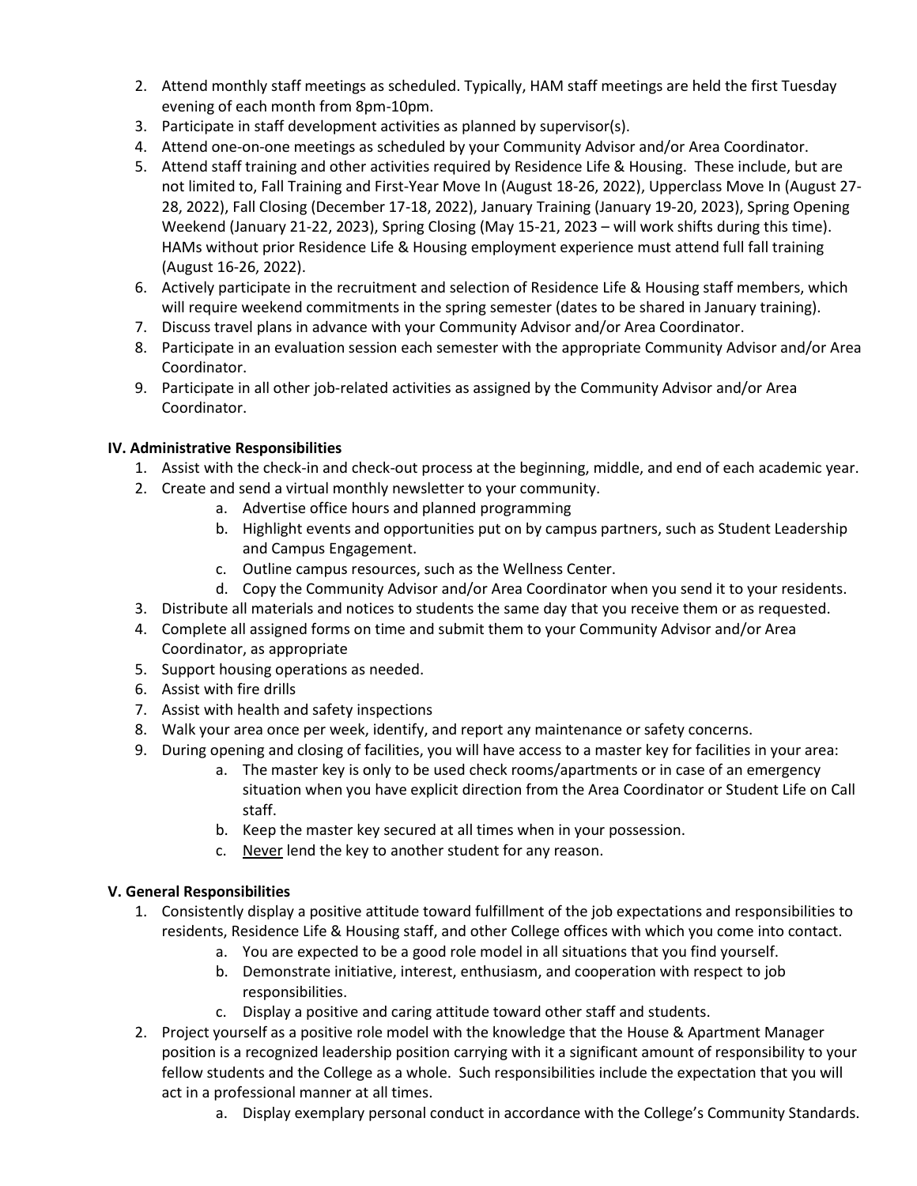2. Attend monthly staff meetings as scheduled. Typically, HAM staff meetings are held the first Tuesday evening of each month from 8pm-10pm.
3. Participate in staff development activities as planned by supervisor(s).
4. Attend one-on-one meetings as scheduled by your Community Advisor and/or Area Coordinator.
5. Attend staff training and other activities required by Residence Life & Housing. These include, but are not limited to, Fall Training and First-Year Move In (August 18-26, 2022), Upperclass Move In (August 27-28, 2022), Fall Closing (December 17-18, 2022), January Training (January 19-20, 2023), Spring Opening Weekend (January 21-22, 2023), Spring Closing (May 15-21, 2023 – will work shifts during this time). HAMs without prior Residence Life & Housing employment experience must attend full fall training (August 16-26, 2022).
6. Actively participate in the recruitment and selection of Residence Life & Housing staff members, which will require weekend commitments in the spring semester (dates to be shared in January training).
7. Discuss travel plans in advance with your Community Advisor and/or Area Coordinator.
8. Participate in an evaluation session each semester with the appropriate Community Advisor and/or Area Coordinator.
9. Participate in all other job-related activities as assigned by the Community Advisor and/or Area Coordinator.

**IV. Administrative Responsibilities**

1. Assist with the check-in and check-out process at the beginning, middle, and end of each academic year.
2. Create and send a virtual monthly newsletter to your community.
    a. Advertise office hours and planned programming
    b. Highlight events and opportunities put on by campus partners, such as Student Leadership and Campus Engagement.
    c. Outline campus resources, such as the Wellness Center.
    d. Copy the Community Advisor and/or Area Coordinator when you send it to your residents.
3. Distribute all materials and notices to students the same day that you receive them or as requested.
4. Complete all assigned forms on time and submit them to your Community Advisor and/or Area Coordinator, as appropriate
5. Support housing operations as needed.
6. Assist with fire drills
7. Assist with health and safety inspections
8. Walk your area once per week, identify, and report any maintenance or safety concerns.
9. During opening and closing of facilities, you will have access to a master key for facilities in your area:
    a. The master key is only to be used check rooms/apartments or in case of an emergency situation when you have explicit direction from the Area Coordinator or Student Life on Call staff.
    b. Keep the master key secured at all times when in your possession.
    c. Never lend the key to another student for any reason.

**V. General Responsibilities**

1. Consistently display a positive attitude toward fulfillment of the job expectations and responsibilities to residents, Residence Life & Housing staff, and other College offices with which you come into contact.
    a. You are expected to be a good role model in all situations that you find yourself.
    b. Demonstrate initiative, interest, enthusiasm, and cooperation with respect to job responsibilities.
    c. Display a positive and caring attitude toward other staff and students.
2. Project yourself as a positive role model with the knowledge that the House & Apartment Manager position is a recognized leadership position carrying with it a significant amount of responsibility to your fellow students and the College as a whole. Such responsibilities include the expectation that you will act in a professional manner at all times.
    a. Display exemplary personal conduct in accordance with the College's Community Standards.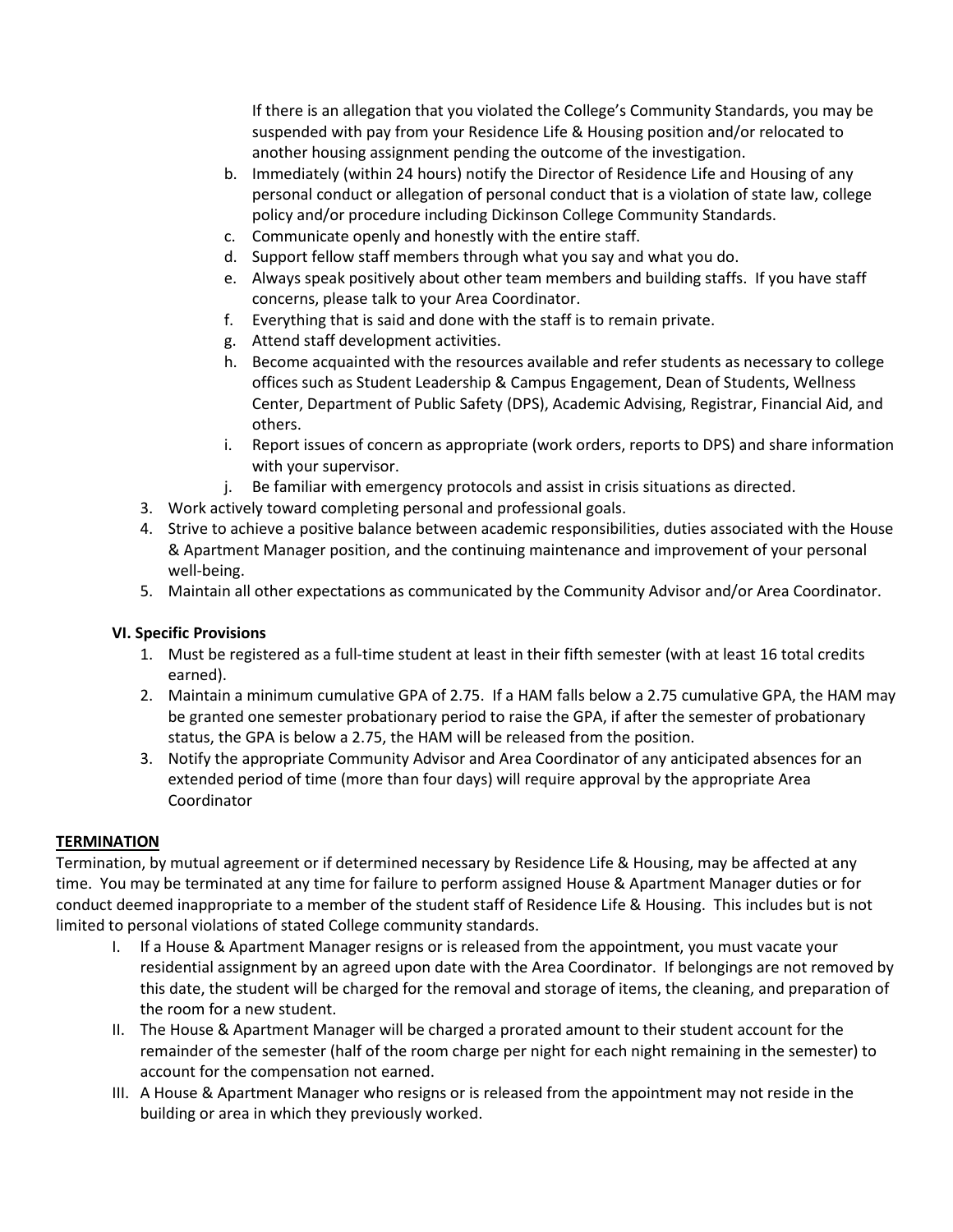If there is an allegation that you violated the College's Community Standards, you may be suspended with pay from your Residence Life & Housing position and/or relocated to another housing assignment pending the outcome of the investigation.

   b. Immediately (within 24 hours) notify the Director of Residence Life and Housing of any personal conduct or allegation of personal conduct that is a violation of state law, college policy and/or procedure including Dickinson College Community Standards.
   c. Communicate openly and honestly with the entire staff.
   d. Support fellow staff members through what you say and what you do.
   e. Always speak positively about other team members and building staffs. If you have staff concerns, please talk to your Area Coordinator.
   f. Everything that is said and done with the staff is to remain private.
   g. Attend staff development activities.
   h. Become acquainted with the resources available and refer students as necessary to college offices such as Student Leadership & Campus Engagement, Dean of Students, Wellness Center, Department of Public Safety (DPS), Academic Advising, Registrar, Financial Aid, and others.
   i. Report issues of concern as appropriate (work orders, reports to DPS) and share information with your supervisor.
   j. Be familiar with emergency protocols and assist in crisis situations as directed.

3. Work actively toward completing personal and professional goals.
4. Strive to achieve a positive balance between academic responsibilities, duties associated with the House & Apartment Manager position, and the continuing maintenance and improvement of your personal well-being.
5. Maintain all other expectations as communicated by the Community Advisor and/or Area Coordinator.

**VI. Specific Provisions**

1. Must be registered as a full-time student at least in their fifth semester (with at least 16 total credits earned).
2. Maintain a minimum cumulative GPA of 2.75. If a HAM falls below a 2.75 cumulative GPA, the HAM may be granted one semester probationary period to raise the GPA, if after the semester of probationary status, the GPA is below a 2.75, the HAM will be released from the position.
3. Notify the appropriate Community Advisor and Area Coordinator of any anticipated absences for an extended period of time (more than four days) will require approval by the appropriate Area Coordinator

**<u>TERMINATION</u>**

Termination, by mutual agreement or if determined necessary by Residence Life & Housing, may be affected at any time. You may be terminated at any time for failure to perform assigned House & Apartment Manager duties or for conduct deemed inappropriate to a member of the student staff of Residence Life & Housing. This includes but is not limited to personal violations of stated College community standards.

I. If a House & Apartment Manager resigns or is released from the appointment, you must vacate your residential assignment by an agreed upon date with the Area Coordinator. If belongings are not removed by this date, the student will be charged for the removal and storage of items, the cleaning, and preparation of the room for a new student.

II. The House & Apartment Manager will be charged a prorated amount to their student account for the remainder of the semester (half of the room charge per night for each night remaining in the semester) to account for the compensation not earned.

III. A House & Apartment Manager who resigns or is released from the appointment may not reside in the building or area in which they previously worked.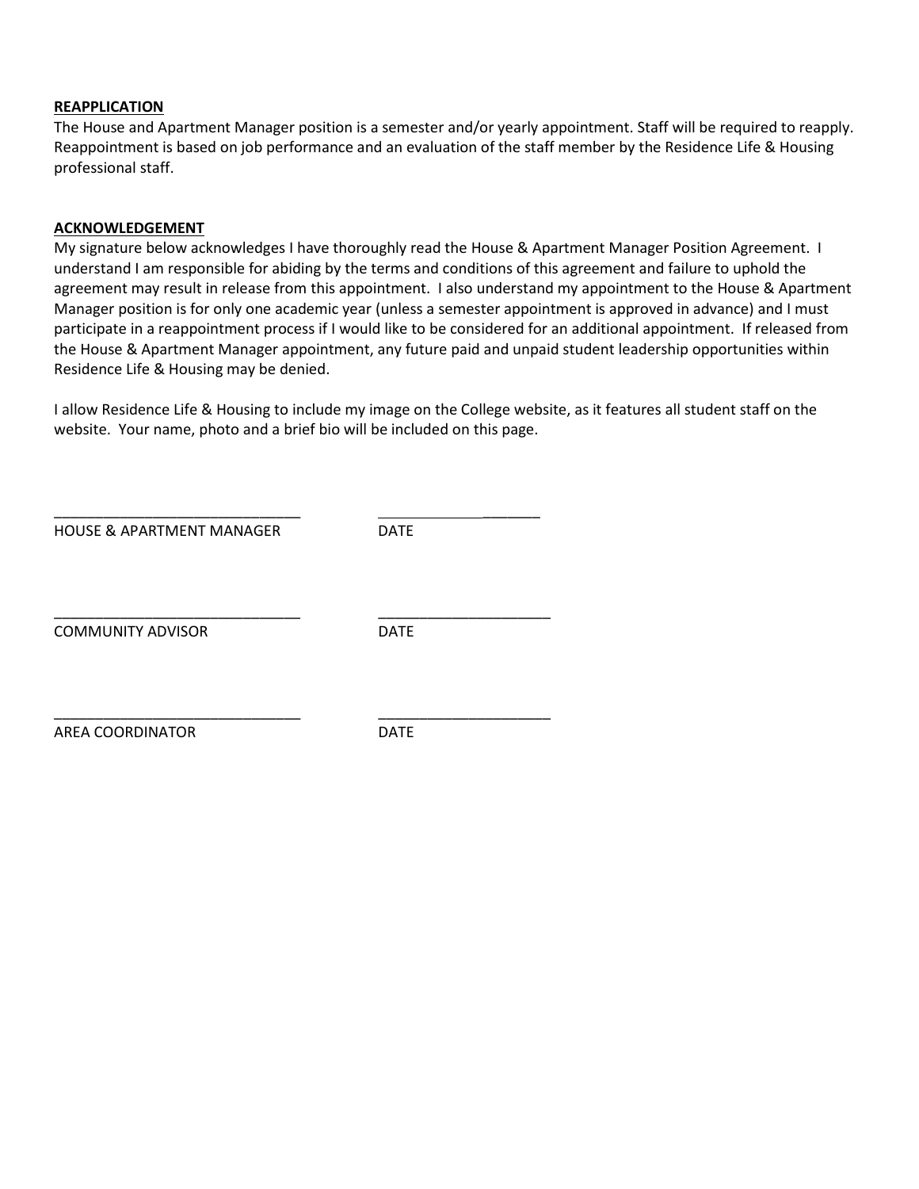**REAPPLICATION**

The House and Apartment Manager position is a semester and/or yearly appointment. Staff will be required to reapply. Reappointment is based on job performance and an evaluation of the staff member by the Residence Life & Housing professional staff.

**ACKNOWLEDGEMENT**

My signature below acknowledges I have thoroughly read the House & Apartment Manager Position Agreement. I understand I am responsible for abiding by the terms and conditions of this agreement and failure to uphold the agreement may result in release from this appointment. I also understand my appointment to the House & Apartment Manager position is for only one academic year (unless a semester appointment is approved in advance) and I must participate in a reappointment process if I would like to be considered for an additional appointment. If released from the House & Apartment Manager appointment, any future paid and unpaid student leadership opportunities within Residence Life & Housing may be denied.

I allow Residence Life & Housing to include my image on the College website, as it features all student staff on the website. Your name, photo and a brief bio will be included on this page.

_______________________________ _____________________

HOUSE & APARTMENT MANAGER DATE

_______________________________ _____________________

COMMUNITY ADVISOR DATE

_______________________________ _____________________

AREA COORDINATOR DATE